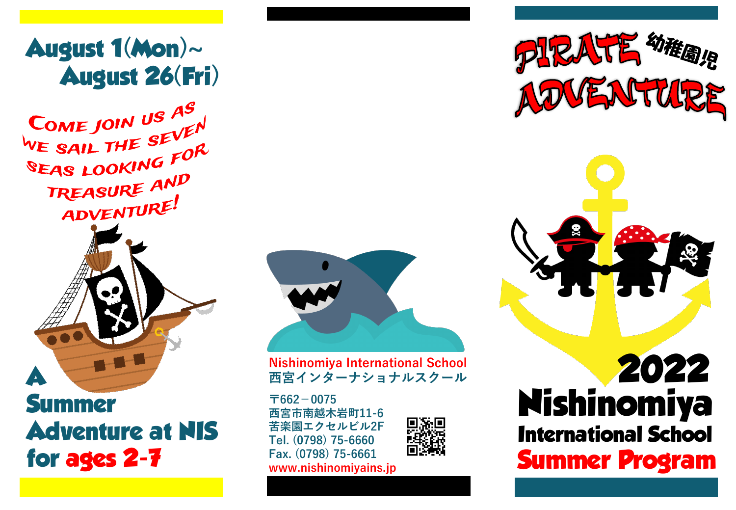## August 1(Mon)~ August 26(Fri)

COME JOIN US AS WE SAIL THE SEVEN SEAS LOOKING FOR TREASURE AND ADVENTURE!

### A Summer Adventure at NIS for ages 2-7

**Nishinomiya International School**
**西宮インターナショナルスクール**

〒662－0075
西宮市南越木岩町11-6
苦楽園エクセルビル2F
Tel. (0798) 75-6660
Fax. (0798) 75-6661
www.nishinomiyains.jp

# PIRATE ADVENTURE 幼稚園児

## 2022 Nishinomiya International School Summer Program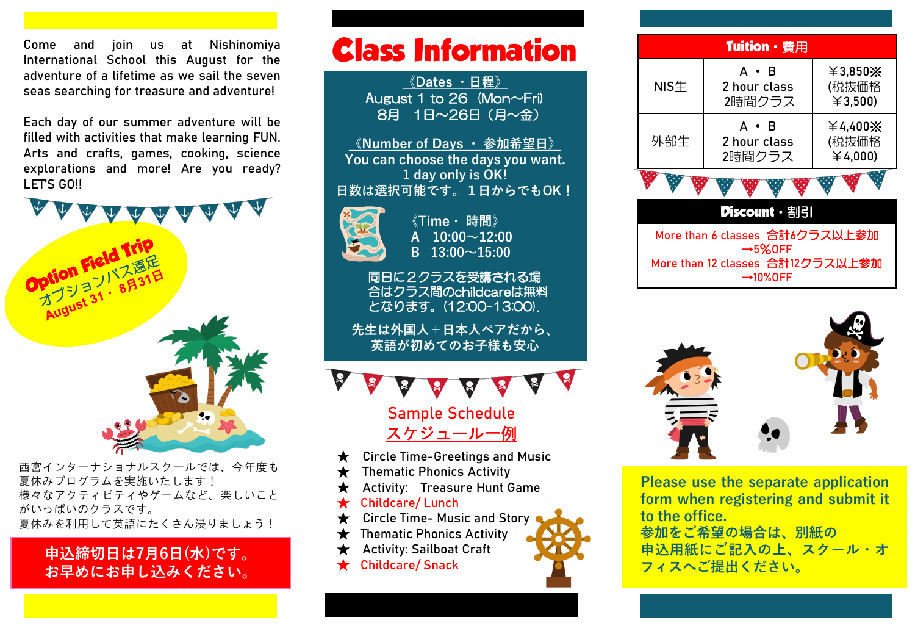Come and join us at Nishinomiya International School this August for the adventure of a lifetime as we sail the seven seas searching for treasure and adventure!

Each day of our summer adventure will be filled with activities that make learning FUN. Arts and crafts, games, cooking, science explorations and more! Are you ready? LET'S GO!!

**Option Field Trip**
**オプションバス遠足**
**August 31・8月31日**

西宮インターナショナルスクールでは、今年度も夏休みプログラムを実施いたします！
様々なアクティビティやゲームなど、楽しいことがいっぱいのクラスです。
夏休みを利用して英語にたくさん浸りましょう！

**申込締切日は7月6日(水)です。**
**お早めにお申し込みください。**

# Class Information

**《Dates ・日程》**
August 1 to 26（Mon～Fri）
8月　1日～26日（月～金）

**《Number of Days ・ 参加希望日》**
You can choose the days you want.
1 day only is OK!
日数は選択可能です。１日からでもOK！

**《Time・ 時間》**
A　10:00～12:00
B　13:00～15:00

同日に２クラスを受講される場合はクラス間のchildcareは無料となります。(12:00-13:00).

先生は外国人＋日本人ペアだから、英語が初めてのお子様も安心

## Sample Schedule
## スケジュール一例

★ Circle Time-Greetings and Music
★ Thematic Phonics Activity
★ Activity: Treasure Hunt Game
★ Childcare/ Lunch
★ Circle Time- Music and Story
★ Thematic Phonics Activity
★ Activity: Sailboat Craft
★ Childcare/ Snack

| Tuition・費用 | | |
|---|---|---|
| NIS生 | A ・ B<br>2 hour class<br>2時間クラス | ￥3,850※<br>(税抜価格<br>￥3,500) |
| 外部生 | A ・ B<br>2 hour class<br>2時間クラス | ￥4,400※<br>(税抜価格<br>￥4,000) |

**Discount・割引**

More than 6 classes 合計6クラス以上参加
→5%OFF
More than 12 classes 合計12クラス以上参加
→10%OFF

Please use the separate application form when registering and submit it to the office.
参加をご希望の場合は、別紙の申込用紙にご記入の上、スクール・オフィスへご提出ください。